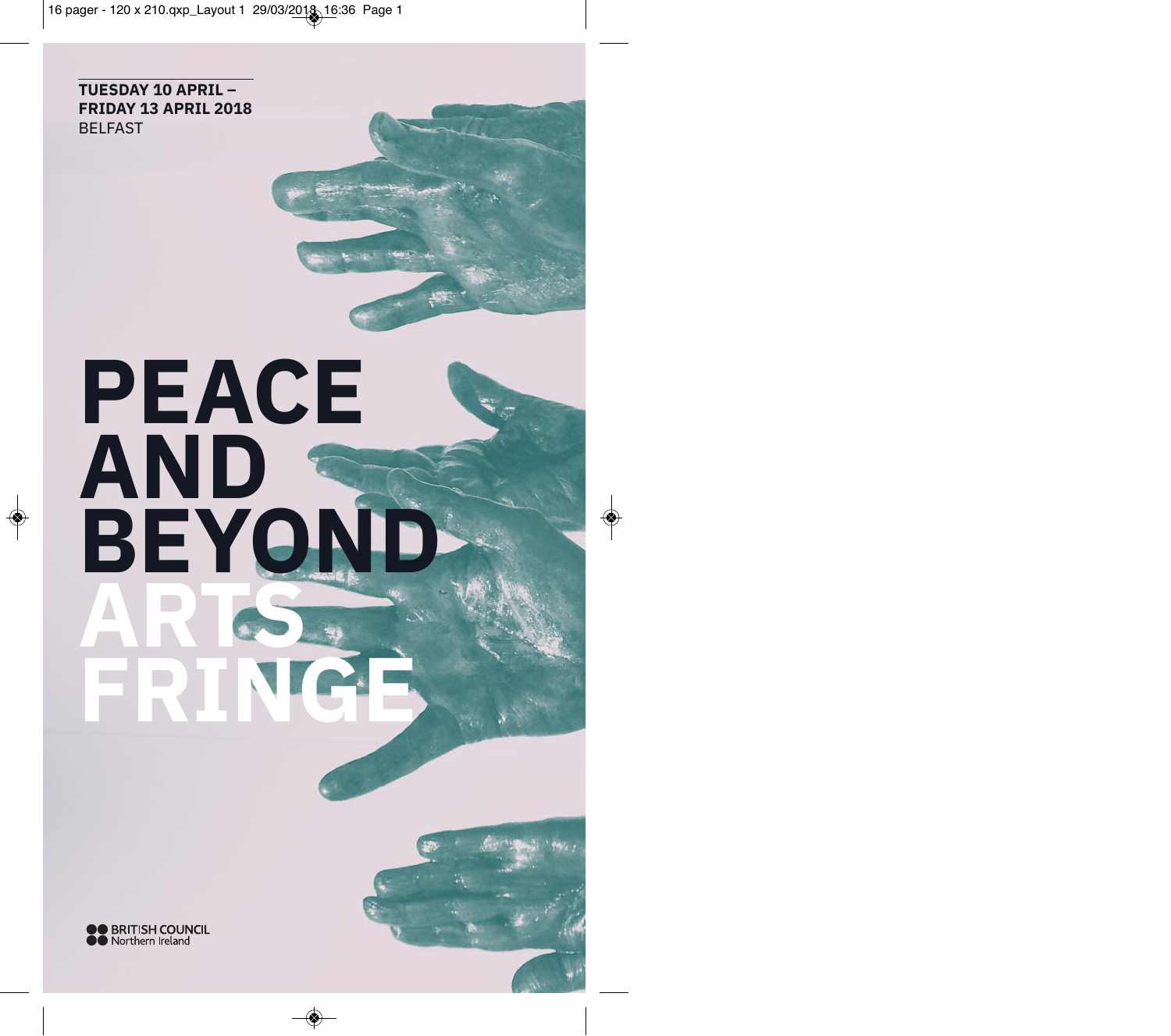**TUESDAY 10 APRIL – FRIDAY 13 APRIL 2018**
BELFAST

# PEACE AND BEYOND ARTS FRINGE

BRITISH COUNCIL
Northern Ireland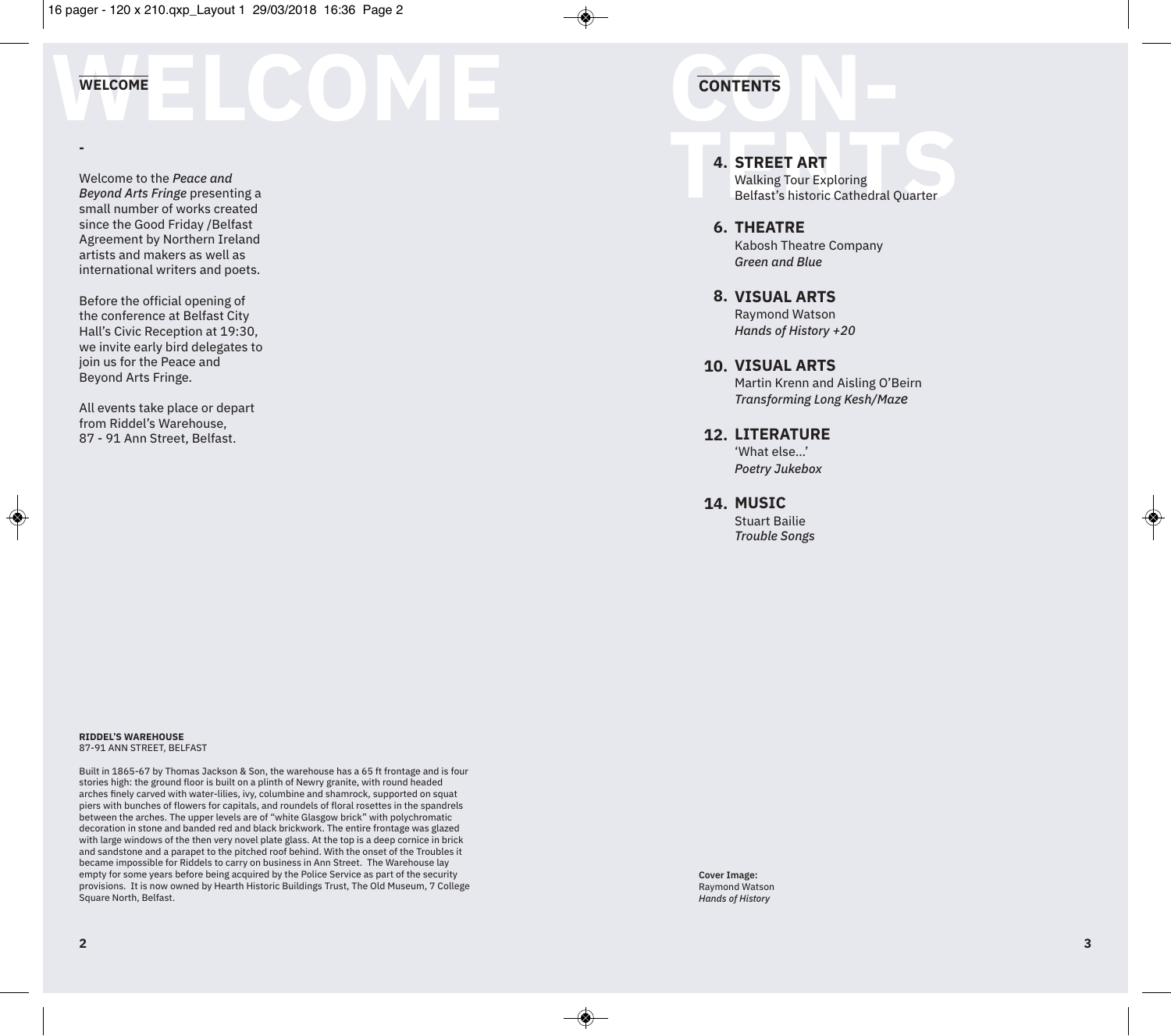## WELCOME

-

Welcome to the *Peace and Beyond Arts Fringe* presenting a small number of works created since the Good Friday /Belfast Agreement by Northern Ireland artists and makers as well as international writers and poets.

Before the official opening of the conference at Belfast City Hall's Civic Reception at 19:30, we invite early bird delegates to join us for the Peace and Beyond Arts Fringe.

All events take place or depart from Riddel's Warehouse, 87 - 91 Ann Street, Belfast.

**RIDDEL'S WAREHOUSE**
87-91 ANN STREET, BELFAST

Built in 1865-67 by Thomas Jackson & Son, the warehouse has a 65 ft frontage and is four stories high: the ground floor is built on a plinth of Newry granite, with round headed arches finely carved with water-lilies, ivy, columbine and shamrock, supported on squat piers with bunches of flowers for capitals, and roundels of floral rosettes in the spandrels between the arches. The upper levels are of "white Glasgow brick" with polychromatic decoration in stone and banded red and black brickwork. The entire frontage was glazed with large windows of the then very novel plate glass. At the top is a deep cornice in brick and sandstone and a parapet to the pitched roof behind. With the onset of the Troubles it became impossible for Riddels to carry on business in Ann Street. The Warehouse lay empty for some years before being acquired by the Police Service as part of the security provisions. It is now owned by Hearth Historic Buildings Trust, The Old Museum, 7 College Square North, Belfast.

## CONTENTS

**4. STREET ART**
Walking Tour Exploring Belfast's historic Cathedral Quarter

**6. THEATRE**
Kabosh Theatre Company
*Green and Blue*

**8. VISUAL ARTS**
Raymond Watson
*Hands of History +20*

**10. VISUAL ARTS**
Martin Krenn and Aisling O'Beirn
*Transforming Long Kesh/Maze*

**12. LITERATURE**
'What else...'
*Poetry Jukebox*

**14. MUSIC**
Stuart Bailie
*Trouble Songs*

**Cover Image:**
Raymond Watson
*Hands of History*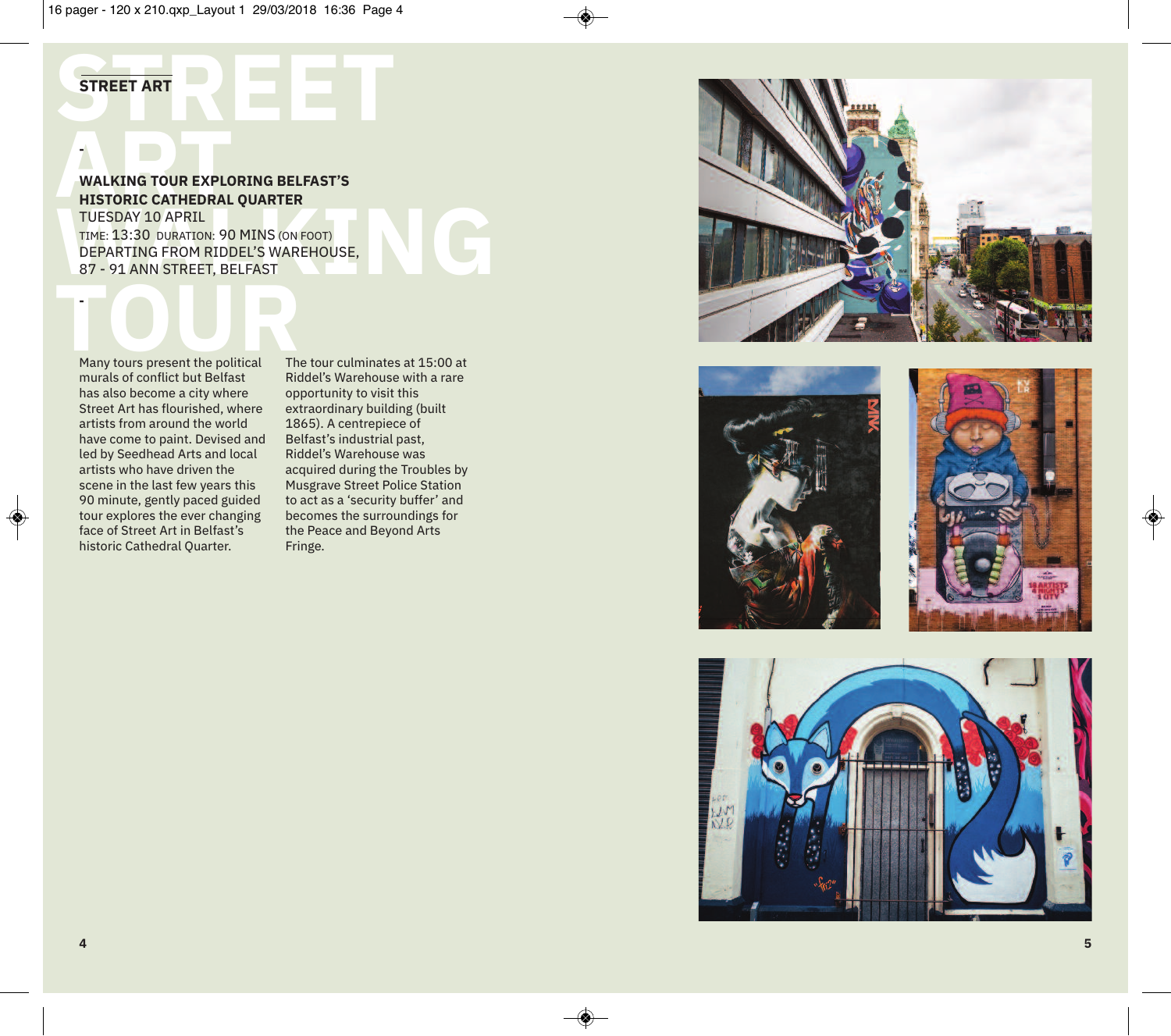# STREET ART WALKING TOUR

## STREET ART

-

**WALKING TOUR EXPLORING BELFAST'S HISTORIC CATHEDRAL QUARTER**

TUESDAY 10 APRIL

TIME: 13:30 DURATION: 90 MINS (ON FOOT)

DEPARTING FROM RIDDEL'S WAREHOUSE, 87 - 91 ANN STREET, BELFAST

-

Many tours present the political murals of conflict but Belfast has also become a city where Street Art has flourished, where artists from around the world have come to paint. Devised and led by Seedhead Arts and local artists who have driven the scene in the last few years this 90 minute, gently paced guided tour explores the ever changing face of Street Art in Belfast's historic Cathedral Quarter.

The tour culminates at 15:00 at Riddel's Warehouse with a rare opportunity to visit this extraordinary building (built 1865). A centrepiece of Belfast's industrial past, Riddel's Warehouse was acquired during the Troubles by Musgrave Street Police Station to act as a 'security buffer' and becomes the surroundings for the Peace and Beyond Arts Fringe.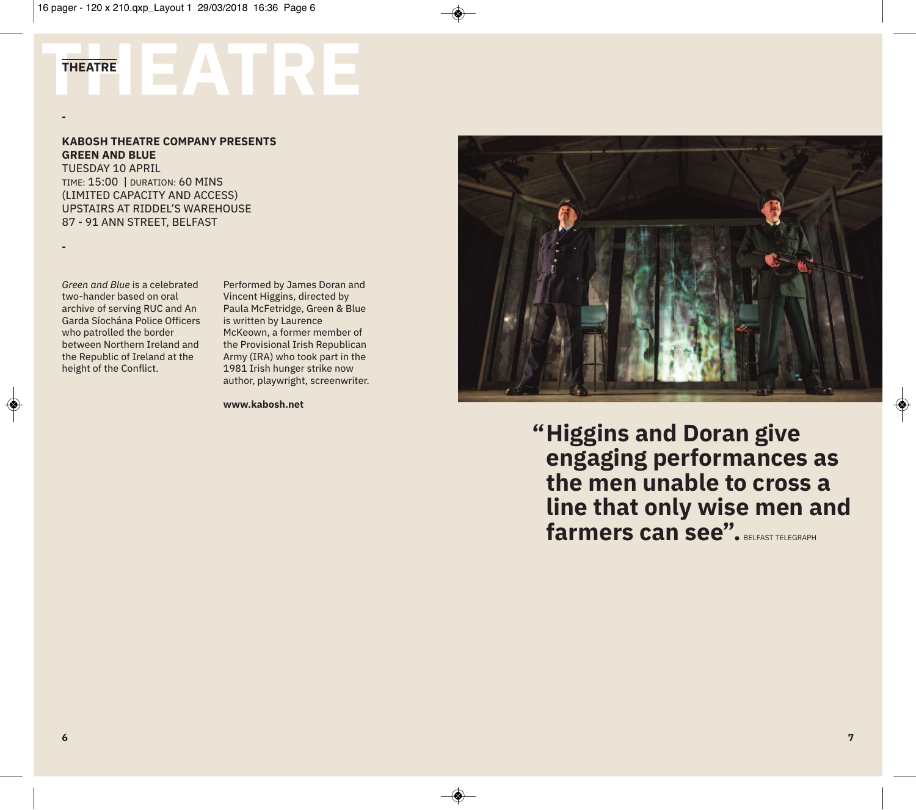# THEATRE

-

**KABOSH THEATRE COMPANY PRESENTS**
**GREEN AND BLUE**
TUESDAY 10 APRIL
TIME: 15:00 | DURATION: 60 MINS
(LIMITED CAPACITY AND ACCESS)
UPSTAIRS AT RIDDEL'S WAREHOUSE
87 - 91 ANN STREET, BELFAST

-

*Green and Blue* is a celebrated two-hander based on oral archive of serving RUC and An Garda Síochána Police Officers who patrolled the border between Northern Ireland and the Republic of Ireland at the height of the Conflict.

Performed by James Doran and Vincent Higgins, directed by Paula McFetridge, Green & Blue is written by Laurence McKeown, a former member of the Provisional Irish Republican Army (IRA) who took part in the 1981 Irish hunger strike now author, playwright, screenwriter.

**www.kabosh.net**

**"Higgins and Doran give engaging performances as the men unable to cross a line that only wise men and farmers can see".** BELFAST TELEGRAPH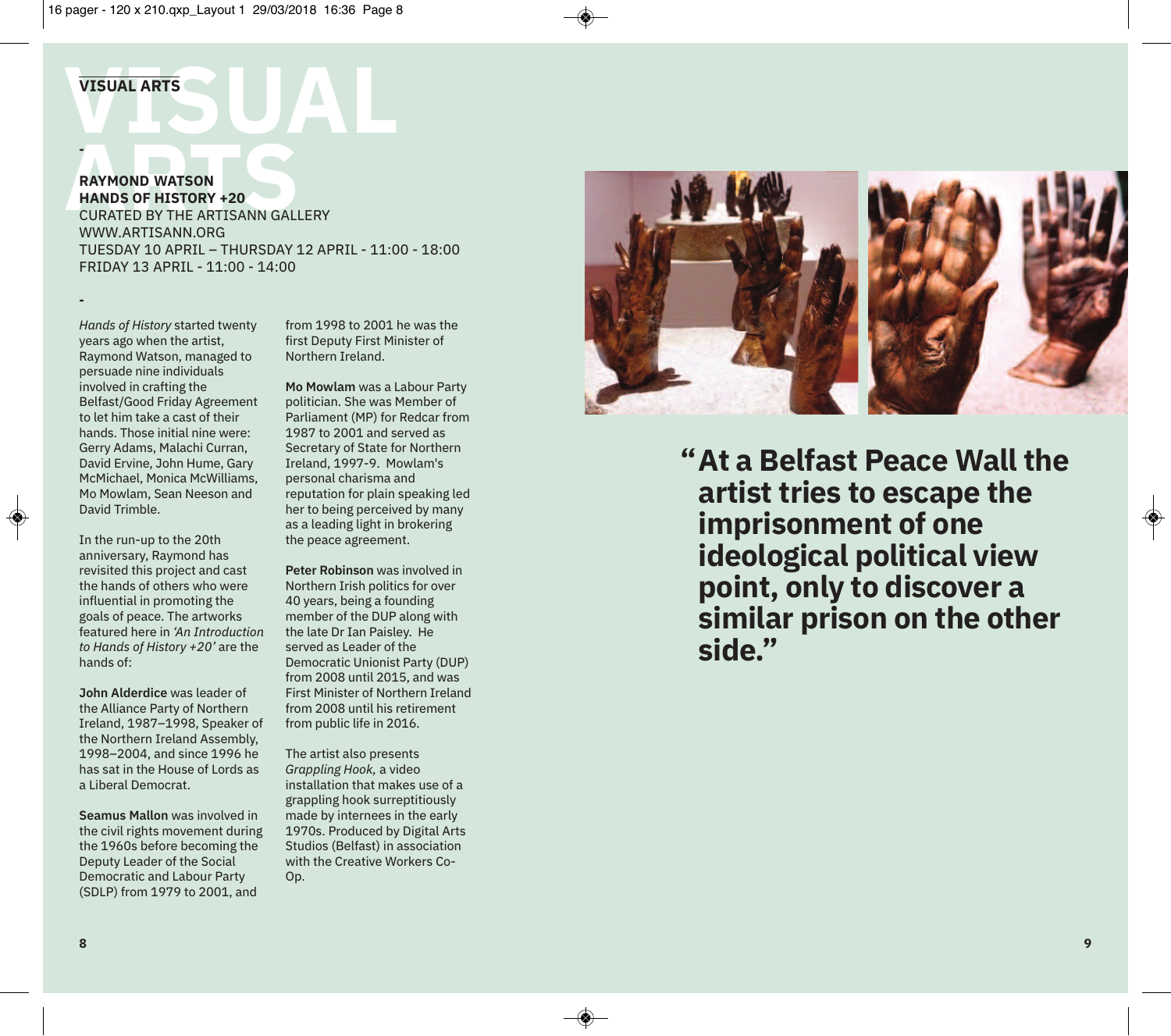# VISUAL ARTS

-

**RAYMOND WATSON**
**HANDS OF HISTORY +20**
CURATED BY THE ARTISANN GALLERY
WWW.ARTISANN.ORG
TUESDAY 10 APRIL – THURSDAY 12 APRIL - 11:00 - 18:00
FRIDAY 13 APRIL - 11:00 - 14:00

-

*Hands of History* started twenty years ago when the artist, Raymond Watson, managed to persuade nine individuals involved in crafting the Belfast/Good Friday Agreement to let him take a cast of their hands. Those initial nine were: Gerry Adams, Malachi Curran, David Ervine, John Hume, Gary McMichael, Monica McWilliams, Mo Mowlam, Sean Neeson and David Trimble.

In the run-up to the 20th anniversary, Raymond has revisited this project and cast the hands of others who were influential in promoting the goals of peace. The artworks featured here in *'An Introduction to Hands of History +20'* are the hands of:

**John Alderdice** was leader of the Alliance Party of Northern Ireland, 1987–1998, Speaker of the Northern Ireland Assembly, 1998–2004, and since 1996 he has sat in the House of Lords as a Liberal Democrat.

**Seamus Mallon** was involved in the civil rights movement during the 1960s before becoming the Deputy Leader of the Social Democratic and Labour Party (SDLP) from 1979 to 2001, and from 1998 to 2001 he was the first Deputy First Minister of Northern Ireland.

**Mo Mowlam** was a Labour Party politician. She was Member of Parliament (MP) for Redcar from 1987 to 2001 and served as Secretary of State for Northern Ireland, 1997-9. Mowlam's personal charisma and reputation for plain speaking led her to being perceived by many as a leading light in brokering the peace agreement.

**Peter Robinson** was involved in Northern Irish politics for over 40 years, being a founding member of the DUP along with the late Dr Ian Paisley. He served as Leader of the Democratic Unionist Party (DUP) from 2008 until 2015, and was First Minister of Northern Ireland from 2008 until his retirement from public life in 2016.

The artist also presents *Grappling Hook,* a video installation that makes use of a grappling hook surreptitiously made by internees in the early 1970s. Produced by Digital Arts Studios (Belfast) in association with the Creative Workers Co-Op.

> **"At a Belfast Peace Wall the artist tries to escape the imprisonment of one ideological political view point, only to discover a similar prison on the other side."**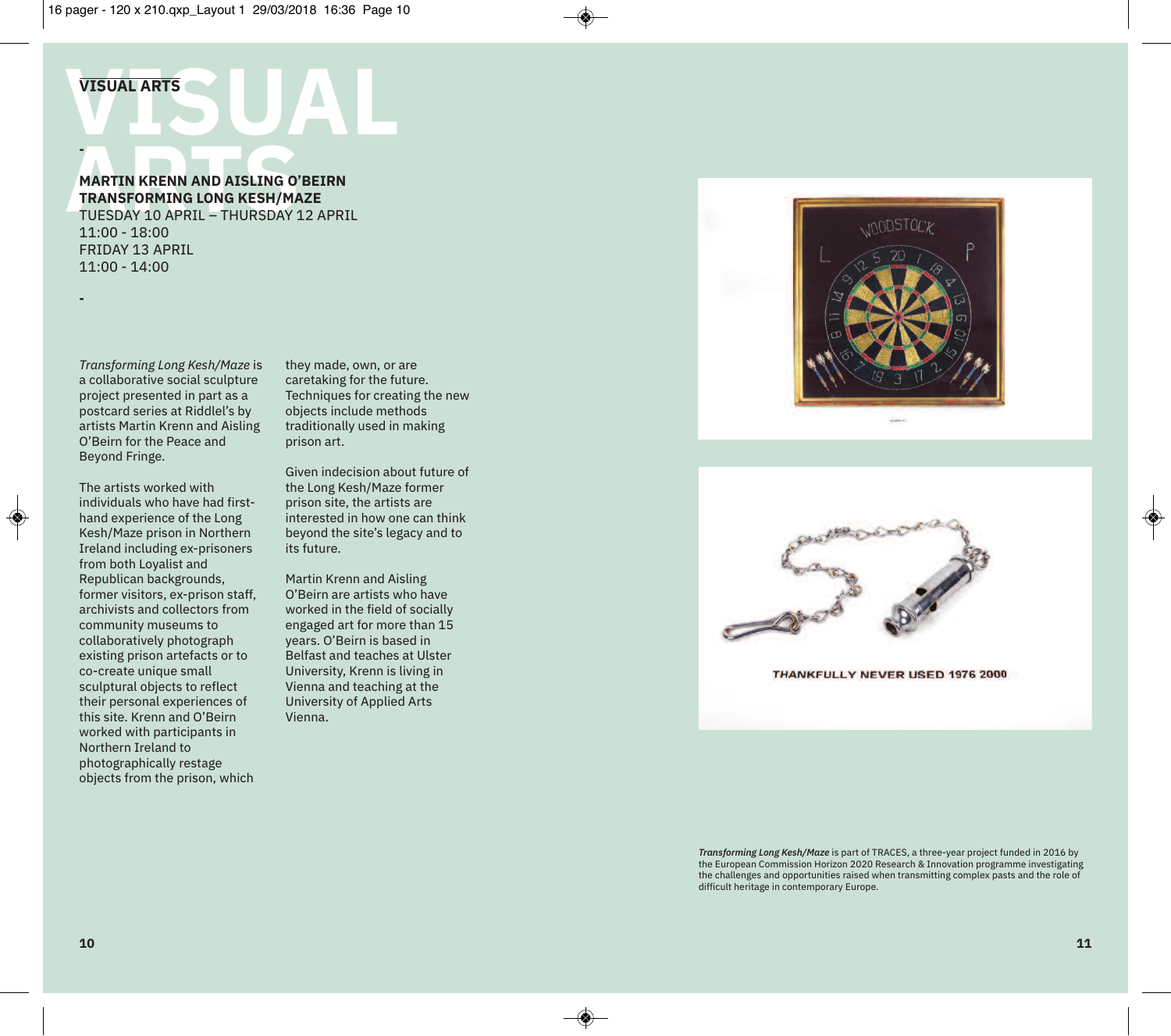# VISUAL ARTS

-

## MARTIN KRENN AND AISLING O'BEIRN
## TRANSFORMING LONG KESH/MAZE

TUESDAY 10 APRIL – THURSDAY 12 APRIL
11:00 - 18:00
FRIDAY 13 APRIL
11:00 - 14:00

-

*Transforming Long Kesh/Maze* is a collaborative social sculpture project presented in part as a postcard series at Riddel's by artists Martin Krenn and Aisling O'Beirn for the Peace and Beyond Fringe.

The artists worked with individuals who have had first-hand experience of the Long Kesh/Maze prison in Northern Ireland including ex-prisoners from both Loyalist and Republican backgrounds, former visitors, ex-prison staff, archivists and collectors from community museums to collaboratively photograph existing prison artefacts or to co-create unique small sculptural objects to reflect their personal experiences of this site. Krenn and O'Beirn worked with participants in Northern Ireland to photographically restage objects from the prison, which they made, own, or are caretaking for the future. Techniques for creating the new objects include methods traditionally used in making prison art.

Given indecision about future of the Long Kesh/Maze former prison site, the artists are interested in how one can think beyond the site's legacy and to its future.

Martin Krenn and Aisling O'Beirn are artists who have worked in the field of socially engaged art for more than 15 years. O'Beirn is based in Belfast and teaches at Ulster University, Krenn is living in Vienna and teaching at the University of Applied Arts Vienna.

THANKFULLY NEVER USED 1976 2000

***Transforming Long Kesh/Maze*** is part of TRACES, a three-year project funded in 2016 by the European Commission Horizon 2020 Research & Innovation programme investigating the challenges and opportunities raised when transmitting complex pasts and the role of difficult heritage in contemporary Europe.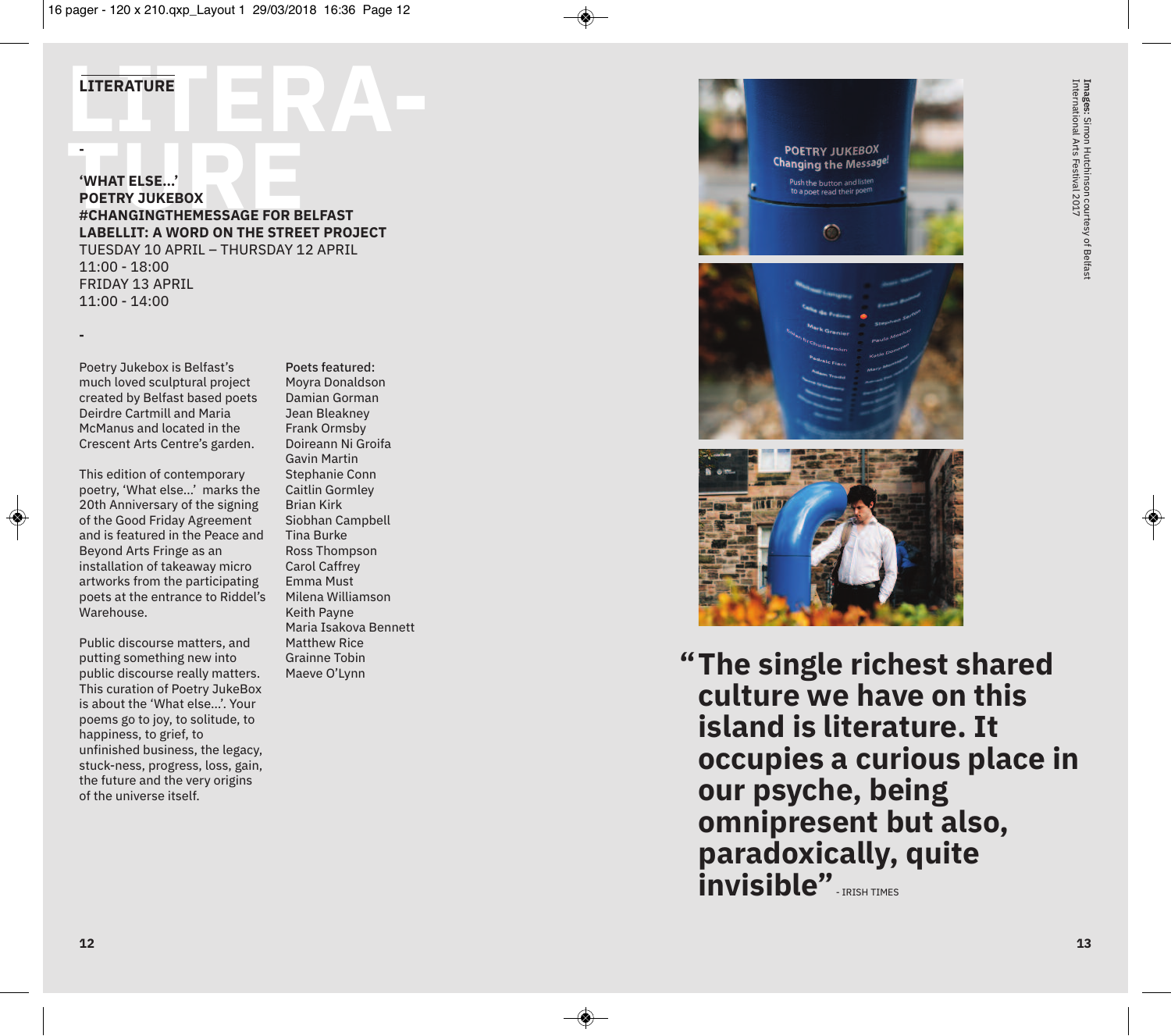## LITERATURE

-

**'WHAT ELSE...'**
**POETRY JUKEBOX**
**#CHANGINGTHEMESSAGE FOR BELFAST**
**LABELLIT: A WORD ON THE STREET PROJECT**
TUESDAY 10 APRIL – THURSDAY 12 APRIL
11:00 - 18:00
FRIDAY 13 APRIL
11:00 - 14:00

-

Poetry Jukebox is Belfast's much loved sculptural project created by Belfast based poets Deirdre Cartmill and Maria McManus and located in the Crescent Arts Centre's garden.

This edition of contemporary poetry, 'What else...' marks the 20th Anniversary of the signing of the Good Friday Agreement and is featured in the Peace and Beyond Arts Fringe as an installation of takeaway micro artworks from the participating poets at the entrance to Riddel's Warehouse.

Public discourse matters, and putting something new into public discourse really matters. This curation of Poetry JukeBox is about the 'What else...'. Your poems go to joy, to solitude, to happiness, to grief, to unfinished business, the legacy, stuck-ness, progress, loss, gain, the future and the very origins of the universe itself.

Poets featured:
Moyra Donaldson
Damian Gorman
Jean Bleakney
Frank Ormsby
Doireann Ni Groifa
Gavin Martin
Stephanie Conn
Caitlin Gormley
Brian Kirk
Siobhan Campbell
Tina Burke
Ross Thompson
Carol Caffrey
Emma Must
Milena Williamson
Keith Payne
Maria Isakova Bennett
Matthew Rice
Grainne Tobin
Maeve O'Lynn

**Images:** Simon Hutchinson courtesy of Belfast International Arts Festival 2017

**"The single richest shared culture we have on this island is literature. It occupies a curious place in our psyche, being omnipresent but also, paradoxically, quite invisible"** - IRISH TIMES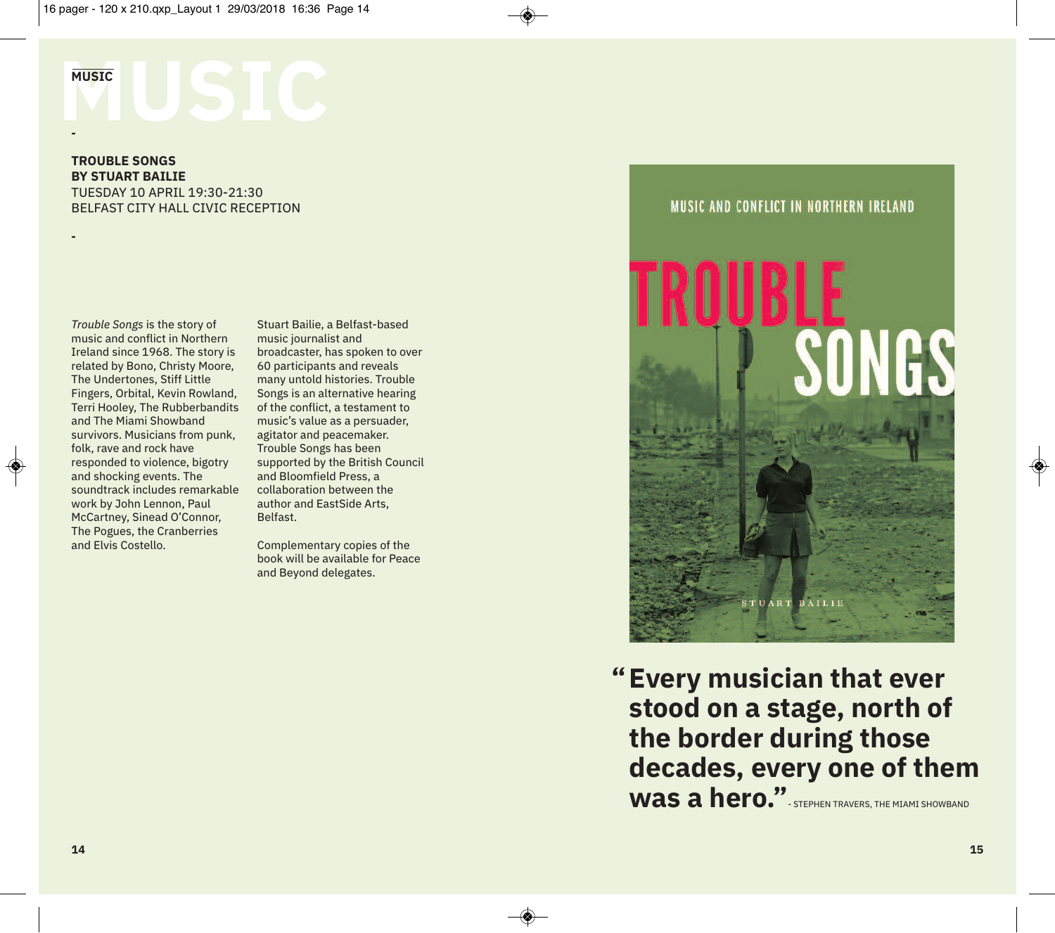# MUSIC

-

## TROUBLE SONGS
## BY STUART BAILIE

TUESDAY 10 APRIL 19:30-21:30
BELFAST CITY HALL CIVIC RECEPTION

-

*Trouble Songs* is the story of music and conflict in Northern Ireland since 1968. The story is related by Bono, Christy Moore, The Undertones, Stiff Little Fingers, Orbital, Kevin Rowland, Terri Hooley, The Rubberbandits and The Miami Showband survivors. Musicians from punk, folk, rave and rock have responded to violence, bigotry and shocking events. The soundtrack includes remarkable work by John Lennon, Paul McCartney, Sinead O'Connor, The Pogues, the Cranberries and Elvis Costello.

Stuart Bailie, a Belfast-based music journalist and broadcaster, has spoken to over 60 participants and reveals many untold histories. Trouble Songs is an alternative hearing of the conflict, a testament to music's value as a persuader, agitator and peacemaker. Trouble Songs has been supported by the British Council and Bloomfield Press, a collaboration between the author and EastSide Arts, Belfast.

Complementary copies of the book will be available for Peace and Beyond delegates.

MUSIC AND CONFLICT IN NORTHERN IRELAND

TROUBLE SONGS

STUART BAILIE

**"Every musician that ever stood on a stage, north of the border during those decades, every one of them was a hero."** - STEPHEN TRAVERS, THE MIAMI SHOWBAND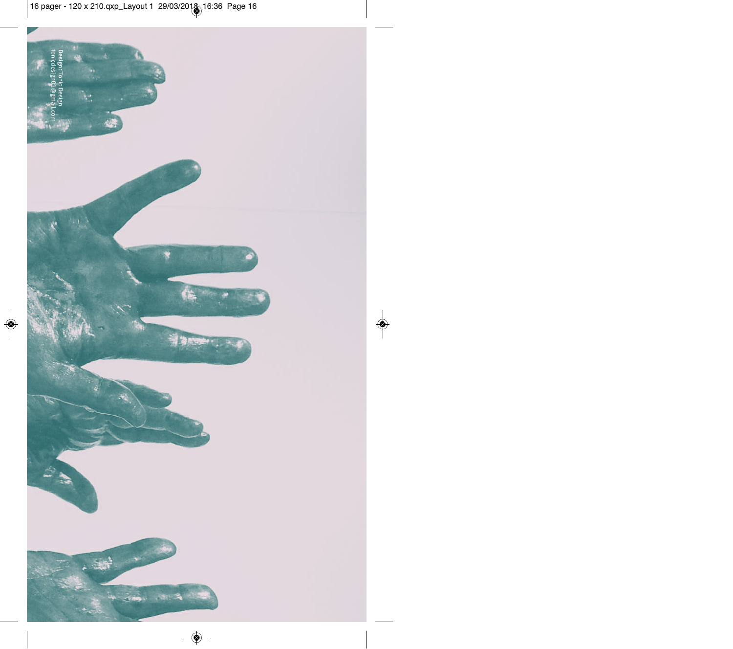Design: Tonic Design
tonicdesign01@gmail.com